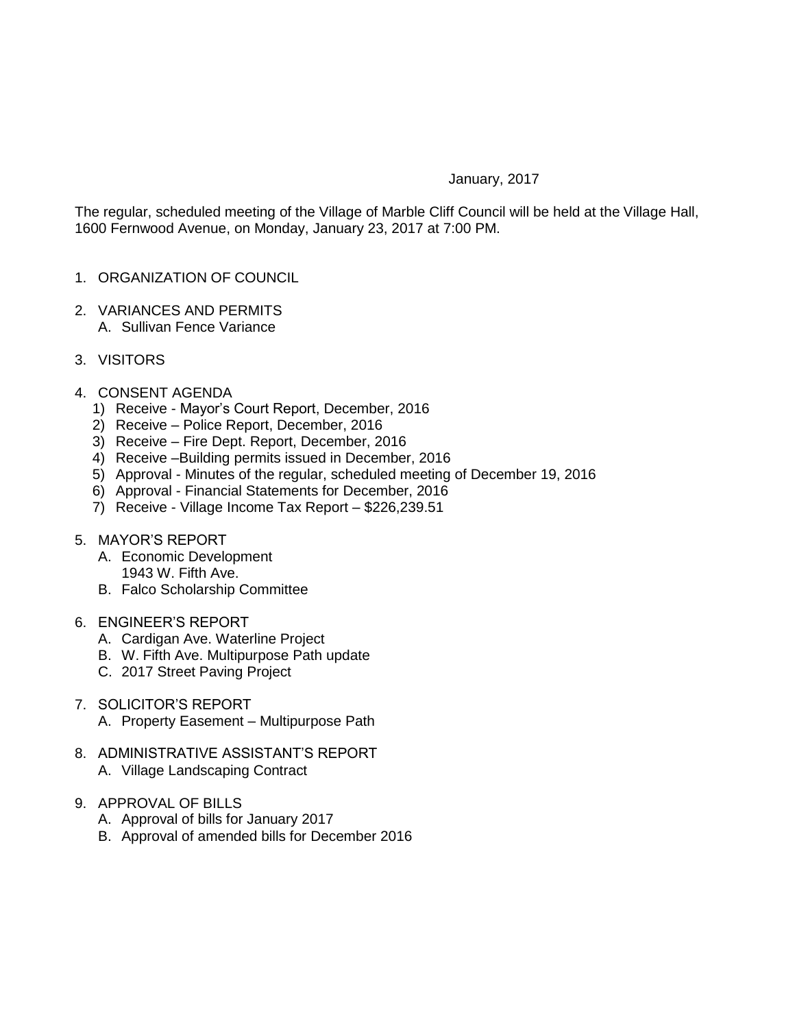January, 2017

The regular, scheduled meeting of the Village of Marble Cliff Council will be held at the Village Hall, 1600 Fernwood Avenue, on Monday, January 23, 2017 at 7:00 PM.

1. ORGANIZATION OF COUNCIL

2. VARIANCES AND PERMITS
   A. Sullivan Fence Variance

3. VISITORS

4. CONSENT AGENDA
   1) Receive - Mayor's Court Report, December, 2016
   2) Receive – Police Report, December, 2016
   3) Receive – Fire Dept. Report, December, 2016
   4) Receive –Building permits issued in December, 2016
   5) Approval - Minutes of the regular, scheduled meeting of December 19, 2016
   6) Approval - Financial Statements for December, 2016
   7) Receive - Village Income Tax Report – $226,239.51

5. MAYOR'S REPORT
   A. Economic Development
      1943 W. Fifth Ave.
   B. Falco Scholarship Committee

6. ENGINEER'S REPORT
   A. Cardigan Ave. Waterline Project
   B. W. Fifth Ave. Multipurpose Path update
   C. 2017 Street Paving Project

7. SOLICITOR'S REPORT
   A. Property Easement – Multipurpose Path

8. ADMINISTRATIVE ASSISTANT'S REPORT
   A. Village Landscaping Contract

9. APPROVAL OF BILLS
   A. Approval of bills for January 2017
   B. Approval of amended bills for December 2016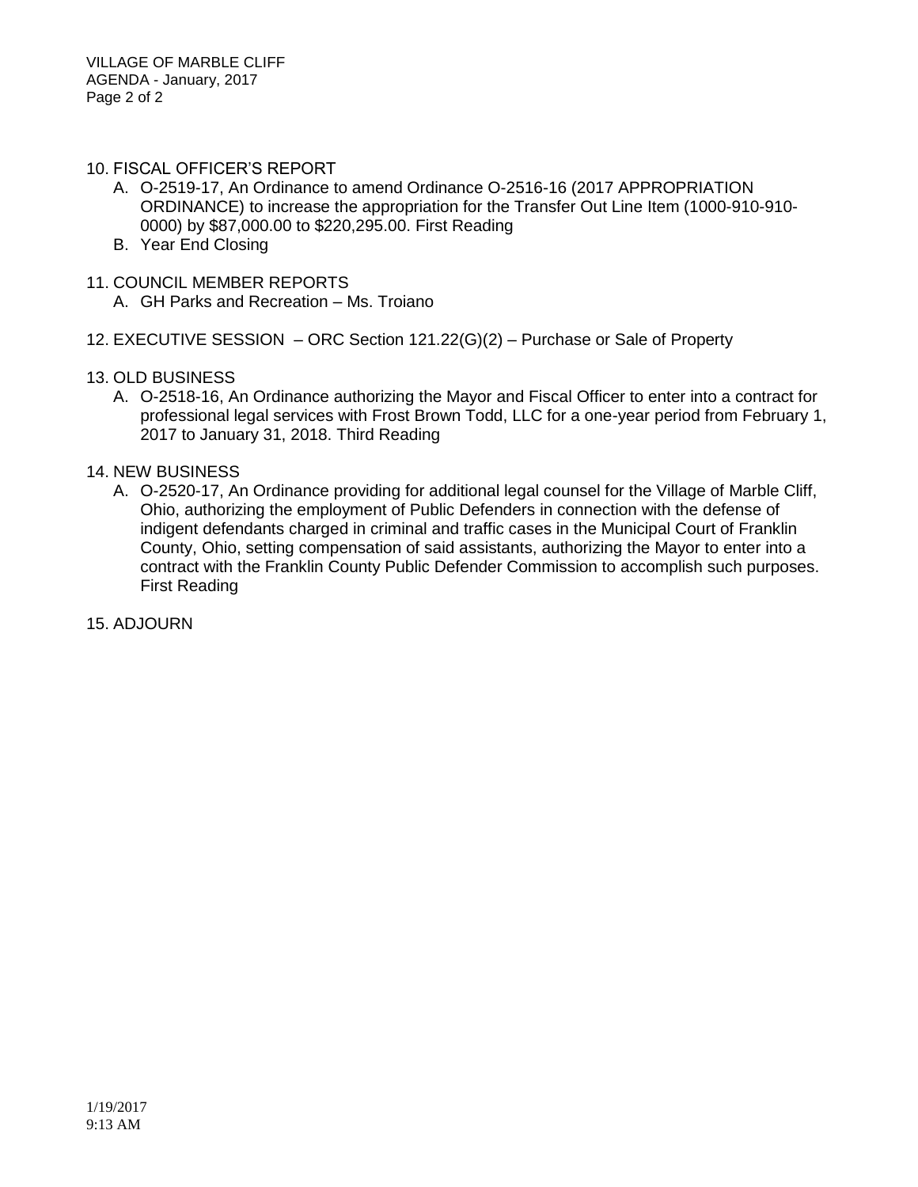10. FISCAL OFFICER'S REPORT
    A. O-2519-17, An Ordinance to amend Ordinance O-2516-16 (2017 APPROPRIATION ORDINANCE) to increase the appropriation for the Transfer Out Line Item (1000-910-910-0000) by $87,000.00 to $220,295.00. First Reading
    B. Year End Closing

11. COUNCIL MEMBER REPORTS
    A. GH Parks and Recreation – Ms. Troiano

12. EXECUTIVE SESSION – ORC Section 121.22(G)(2) – Purchase or Sale of Property

13. OLD BUSINESS
    A. O-2518-16, An Ordinance authorizing the Mayor and Fiscal Officer to enter into a contract for professional legal services with Frost Brown Todd, LLC for a one-year period from February 1, 2017 to January 31, 2018. Third Reading

14. NEW BUSINESS
    A. O-2520-17, An Ordinance providing for additional legal counsel for the Village of Marble Cliff, Ohio, authorizing the employment of Public Defenders in connection with the defense of indigent defendants charged in criminal and traffic cases in the Municipal Court of Franklin County, Ohio, setting compensation of said assistants, authorizing the Mayor to enter into a contract with the Franklin County Public Defender Commission to accomplish such purposes. First Reading

15. ADJOURN

1/19/2017
9:13 AM